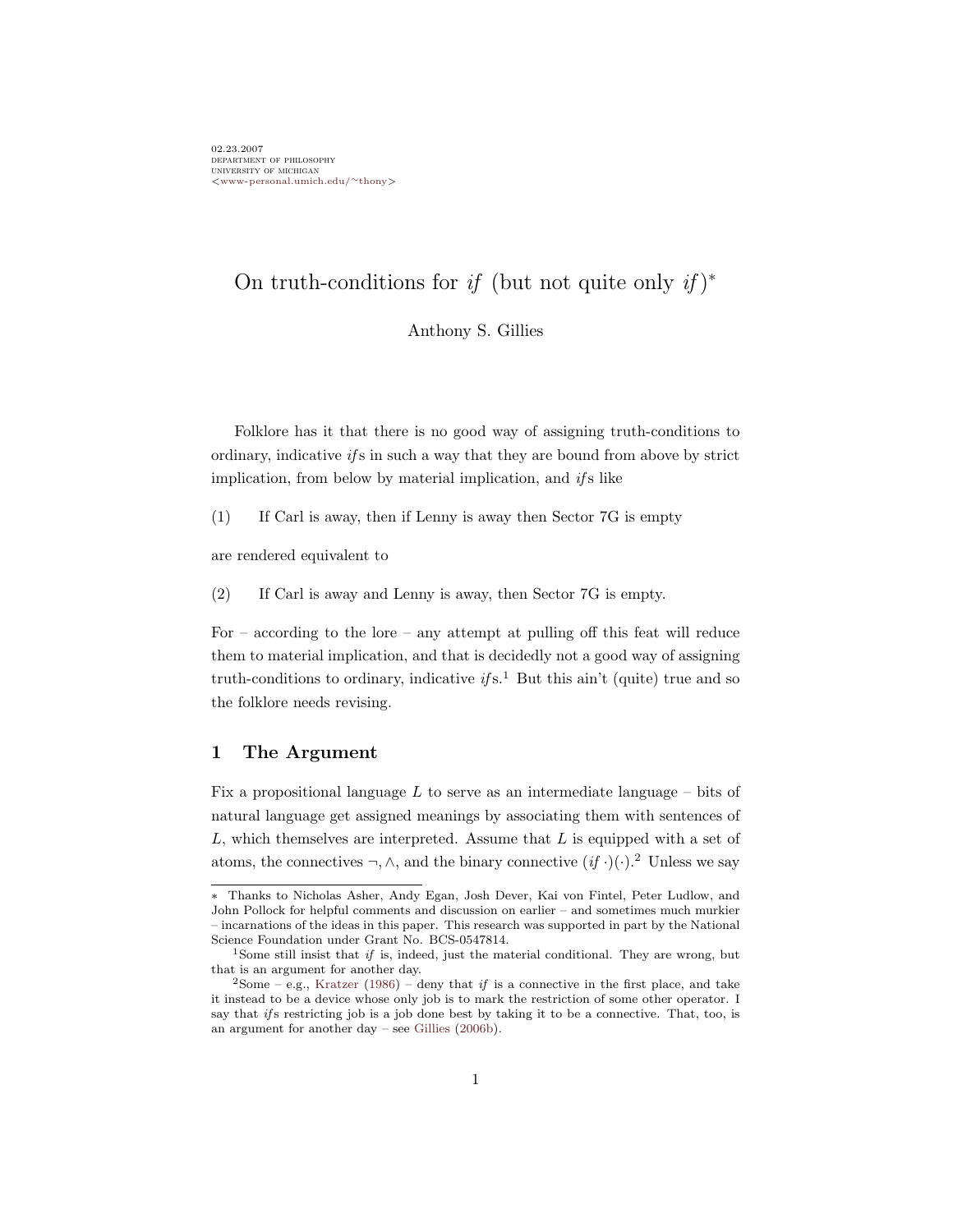02.23.2007
department of philosophy
university of michigan
<www-personal.umich.edu/~thony>

# On truth-conditions for *if* (but not quite only *if*)*

Anthony S. Gillies

Folklore has it that there is no good way of assigning truth-conditions to ordinary, indicative *if*s in such a way that they are bound from above by strict implication, from below by material implication, and *if*s like

(1) If Carl is away, then if Lenny is away then Sector 7G is empty

are rendered equivalent to

(2) If Carl is away and Lenny is away, then Sector 7G is empty.

For – according to the lore – any attempt at pulling off this feat will reduce them to material implication, and that is decidedly not a good way of assigning truth-conditions to ordinary, indicative *if*s.[1] But this ain't (quite) true and so the folklore needs revising.

## 1 The Argument

Fix a propositional language $L$ to serve as an intermediate language – bits of natural language get assigned meanings by associating them with sentences of $L$, which themselves are interpreted. Assume that $L$ is equipped with a set of atoms, the connectives $\neg, \wedge$, and the binary connective $(if\ \cdot)(\cdot)$.[2] Unless we say

---

* Thanks to Nicholas Asher, Andy Egan, Josh Dever, Kai von Fintel, Peter Ludlow, and John Pollock for helpful comments and discussion on earlier – and sometimes much murkier – incarnations of the ideas in this paper. This research was supported in part by the National Science Foundation under Grant No. BCS-0547814.

[1] Some still insist that *if* is, indeed, just the material conditional. They are wrong, but that is an argument for another day.

[2] Some – e.g., Kratzer (1986) – deny that *if* is a connective in the first place, and take it instead to be a device whose only job is to mark the restriction of some other operator. I say that *if*s restricting job is a job done best by taking it to be a connective. That, too, is an argument for another day – see Gillies (2006b).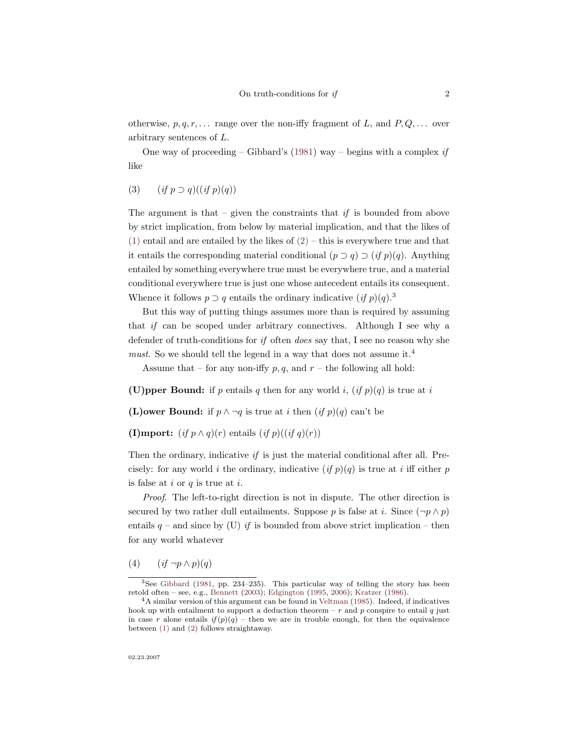otherwise, $p, q, r, \ldots$ range over the non-iffy fragment of $L$, and $P, Q, \ldots$ over arbitrary sentences of $L$.

One way of proceeding – Gibbard's (1981) way – begins with a complex *if* like

(3) $(\textit{if } p \supset q)((\textit{if } p)(q))$

The argument is that – given the constraints that *if* is bounded from above by strict implication, from below by material implication, and that the likes of (1) entail and are entailed by the likes of (2) – this is everywhere true and that it entails the corresponding material conditional $(p \supset q) \supset (\textit{if } p)(q)$. Anything entailed by something everywhere true must be everywhere true, and a material conditional everywhere true is just one whose antecedent entails its consequent. Whence it follows $p \supset q$ entails the ordinary indicative $(\textit{if } p)(q)$.[3]

But this way of putting things assumes more than is required by assuming that *if* can be scoped under arbitrary connectives. Although I see why a defender of truth-conditions for *if* often *does* say that, I see no reason why she *must*. So we should tell the legend in a way that does not assume it.[4]

Assume that – for any non-iffy $p, q$, and $r$ – the following all hold:

**(U)pper Bound:** if $p$ entails $q$ then for any world $i$, $(\textit{if } p)(q)$ is true at $i$

**(L)ower Bound:** if $p \wedge \neg q$ is true at $i$ then $(\textit{if } p)(q)$ can't be

**(I)mport:** $(\textit{if } p \wedge q)(r)$ entails $(\textit{if } p)((\textit{if } q)(r))$

Then the ordinary, indicative *if* is just the material conditional after all. Precisely: for any world $i$ the ordinary, indicative $(\textit{if } p)(q)$ is true at $i$ iff either $p$ is false at $i$ or $q$ is true at $i$.

*Proof.* The left-to-right direction is not in dispute. The other direction is secured by two rather dull entailments. Suppose $p$ is false at $i$. Since $(\neg p \wedge p)$ entails $q$ – and since by (U) *if* is bounded from above strict implication – then for any world whatever

(4) $(\textit{if } \neg p \wedge p)(q)$

---

[3] See Gibbard (1981, pp. 234–235). This particular way of telling the story has been retold often – see, e.g., Bennett (2003); Edgington (1995, 2006); Kratzer (1986).

[4] A similar version of this argument can be found in Veltman (1985). Indeed, if indicatives hook up with entailment to support a deduction theorem – $r$ and $p$ conspire to entail $q$ just in case $r$ alone entails $\textit{if}(p)(q)$ – then we are in trouble enough, for then the equivalence between (1) and (2) follows straightaway.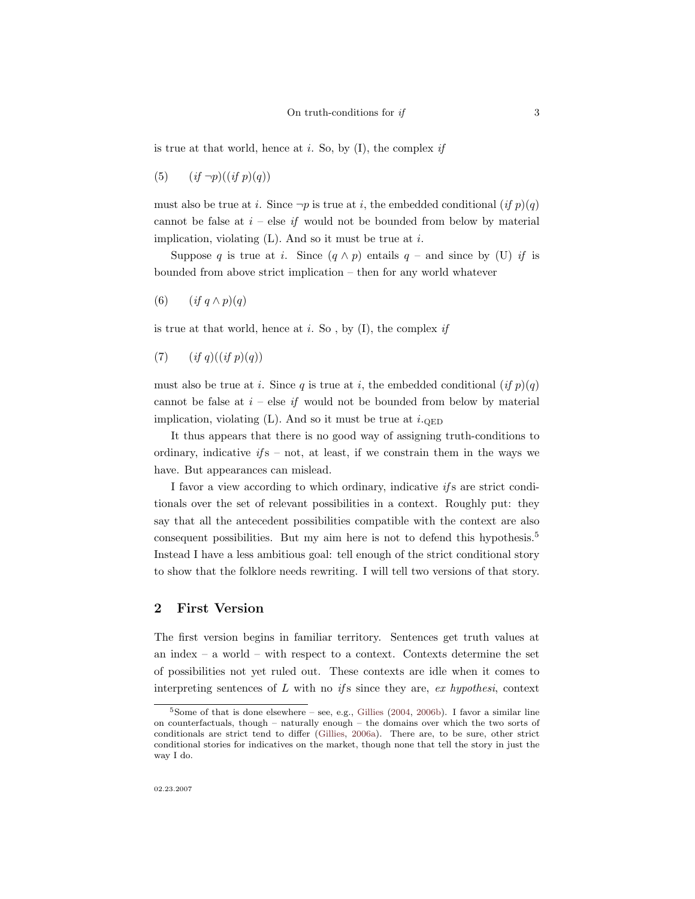is true at that world, hence at $i$. So, by (I), the complex *if*

(5) $\quad (\mathit{if}\ \neg p)((\mathit{if}\ p)(q))$

must also be true at $i$. Since $\neg p$ is true at $i$, the embedded conditional $(\mathit{if}\ p)(q)$ cannot be false at $i$ – else *if* would not be bounded from below by material implication, violating (L). And so it must be true at $i$.

Suppose $q$ is true at $i$. Since $(q \wedge p)$ entails $q$ – and since by (U) *if* is bounded from above strict implication – then for any world whatever

(6) $\quad (\mathit{if}\ q \wedge p)(q)$

is true at that world, hence at $i$. So , by (I), the complex *if*

(7) $\quad (\mathit{if}\ q)((\mathit{if}\ p)(q))$

must also be true at $i$. Since $q$ is true at $i$, the embedded conditional $(\mathit{if}\ p)(q)$ cannot be false at $i$ – else *if* would not be bounded from below by material implication, violating (L). And so it must be true at $i$.$_{\text{QED}}$

It thus appears that there is no good way of assigning truth-conditions to ordinary, indicative *if*s – not, at least, if we constrain them in the ways we have. But appearances can mislead.

I favor a view according to which ordinary, indicative *if*s are strict conditionals over the set of relevant possibilities in a context. Roughly put: they say that all the antecedent possibilities compatible with the context are also consequent possibilities. But my aim here is not to defend this hypothesis.[5] Instead I have a less ambitious goal: tell enough of the strict conditional story to show that the folklore needs rewriting. I will tell two versions of that story.

## 2 First Version

The first version begins in familiar territory. Sentences get truth values at an index – a world – with respect to a context. Contexts determine the set of possibilities not yet ruled out. These contexts are idle when it comes to interpreting sentences of $L$ with no *if*s since they are, *ex hypothesi*, context

---

[5] Some of that is done elsewhere – see, e.g., Gillies (2004, 2006b). I favor a similar line on counterfactuals, though – naturally enough – the domains over which the two sorts of conditionals are strict tend to differ (Gillies, 2006a). There are, to be sure, other strict conditional stories for indicatives on the market, though none that tell the story in just the way I do.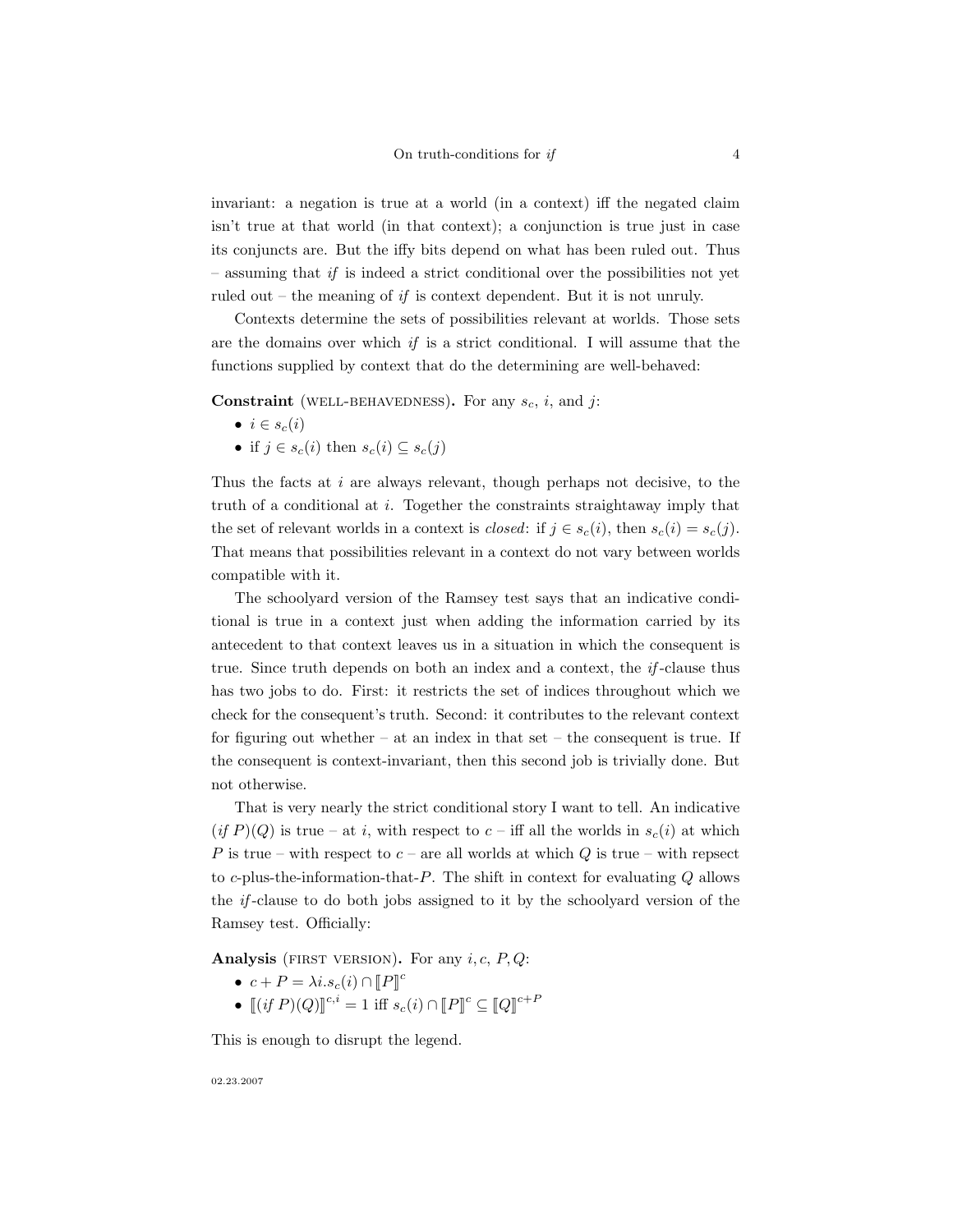invariant: a negation is true at a world (in a context) iff the negated claim isn't true at that world (in that context); a conjunction is true just in case its conjuncts are. But the iffy bits depend on what has been ruled out. Thus – assuming that *if* is indeed a strict conditional over the possibilities not yet ruled out – the meaning of *if* is context dependent. But it is not unruly.

Contexts determine the sets of possibilities relevant at worlds. Those sets are the domains over which *if* is a strict conditional. I will assume that the functions supplied by context that do the determining are well-behaved:

**Constraint** (WELL-BEHAVEDNESS)**.** For any $s_c$, $i$, and $j$:

- $i \in s_c(i)$
- if $j \in s_c(i)$ then $s_c(i) \subseteq s_c(j)$

Thus the facts at $i$ are always relevant, though perhaps not decisive, to the truth of a conditional at $i$. Together the constraints straightaway imply that the set of relevant worlds in a context is *closed*: if $j \in s_c(i)$, then $s_c(i) = s_c(j)$. That means that possibilities relevant in a context do not vary between worlds compatible with it.

The schoolyard version of the Ramsey test says that an indicative conditional is true in a context just when adding the information carried by its antecedent to that context leaves us in a situation in which the consequent is true. Since truth depends on both an index and a context, the *if*-clause thus has two jobs to do. First: it restricts the set of indices throughout which we check for the consequent's truth. Second: it contributes to the relevant context for figuring out whether – at an index in that set – the consequent is true. If the consequent is context-invariant, then this second job is trivially done. But not otherwise.

That is very nearly the strict conditional story I want to tell. An indicative $(if\ P)(Q)$ is true – at $i$, with respect to $c$ – iff all the worlds in $s_c(i)$ at which $P$ is true – with respect to $c$ – are all worlds at which $Q$ is true – with repsect to $c$-plus-the-information-that-$P$. The shift in context for evaluating $Q$ allows the *if*-clause to do both jobs assigned to it by the schoolyard version of the Ramsey test. Officially:

**Analysis** (FIRST VERSION)**.** For any $i, c, P, Q$:

- $c + P = \lambda i.s_c(i) \cap [\![P]\!]^c$
- $[\![(if\ P)(Q)]\!]^{c,i} = 1$ iff $s_c(i) \cap [\![P]\!]^c \subseteq [\![Q]\!]^{c+P}$

This is enough to disrupt the legend.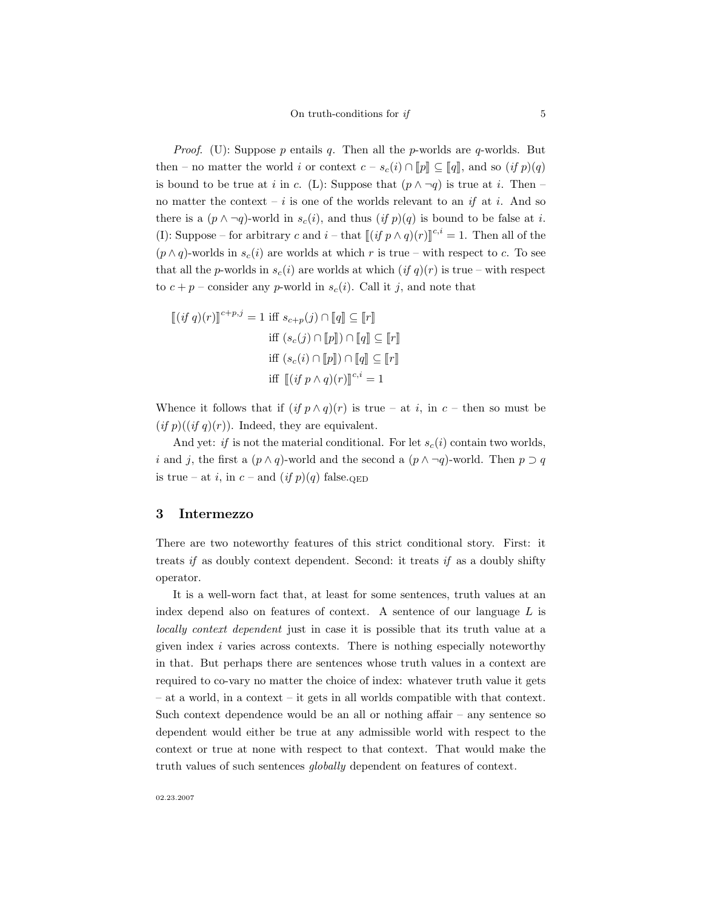*Proof*. (U): Suppose $p$ entails $q$. Then all the $p$-worlds are $q$-worlds. But then – no matter the world $i$ or context $c$ – $s_c(i) \cap [\![p]\!] \subseteq [\![q]\!]$, and so $(\textit{if } p)(q)$ is bound to be true at $i$ in $c$. (L): Suppose that $(p \wedge \neg q)$ is true at $i$. Then – no matter the context – $i$ is one of the worlds relevant to an *if* at $i$. And so there is a $(p \wedge \neg q)$-world in $s_c(i)$, and thus $(\textit{if } p)(q)$ is bound to be false at $i$. (I): Suppose – for arbitrary $c$ and $i$ – that $[\![(\textit{if } p \wedge q)(r)]\!]^{c,i} = 1$. Then all of the $(p \wedge q)$-worlds in $s_c(i)$ are worlds at which $r$ is true – with respect to $c$. To see that all the $p$-worlds in $s_c(i)$ are worlds at which $(\textit{if } q)(r)$ is true – with respect to $c + p$ – consider any $p$-world in $s_c(i)$. Call it $j$, and note that

$$
\begin{aligned}
[\![(\textit{if } q)(r)]\!]^{c+p,j} = 1 &\text{ iff } s_{c+p}(j) \cap [\![q]\!] \subseteq [\![r]\!] \\
&\text{ iff } (s_c(j) \cap [\![p]\!]) \cap [\![q]\!] \subseteq [\![r]\!] \\
&\text{ iff } (s_c(i) \cap [\![p]\!]) \cap [\![q]\!] \subseteq [\![r]\!] \\
&\text{ iff } [\![(\textit{if } p \wedge q)(r)]\!]^{c,i} = 1
\end{aligned}
$$

Whence it follows that if $(\textit{if } p \wedge q)(r)$ is true – at $i$, in $c$ – then so must be $(\textit{if } p)((\textit{if } q)(r))$. Indeed, they are equivalent.

And yet: *if* is not the material conditional. For let $s_c(i)$ contain two worlds, $i$ and $j$, the first a $(p \wedge q)$-world and the second a $(p \wedge \neg q)$-world. Then $p \supset q$ is true – at $i$, in $c$ – and $(\textit{if } p)(q)$ false.QED

## 3 Intermezzo

There are two noteworthy features of this strict conditional story. First: it treats *if* as doubly context dependent. Second: it treats *if* as a doubly shifty operator.

It is a well-worn fact that, at least for some sentences, truth values at an index depend also on features of context. A sentence of our language $L$ is *locally context dependent* just in case it is possible that its truth value at a given index $i$ varies across contexts. There is nothing especially noteworthy in that. But perhaps there are sentences whose truth values in a context are required to co-vary no matter the choice of index: whatever truth value it gets – at a world, in a context – it gets in all worlds compatible with that context. Such context dependence would be an all or nothing affair – any sentence so dependent would either be true at any admissible world with respect to the context or true at none with respect to that context. That would make the truth values of such sentences *globally* dependent on features of context.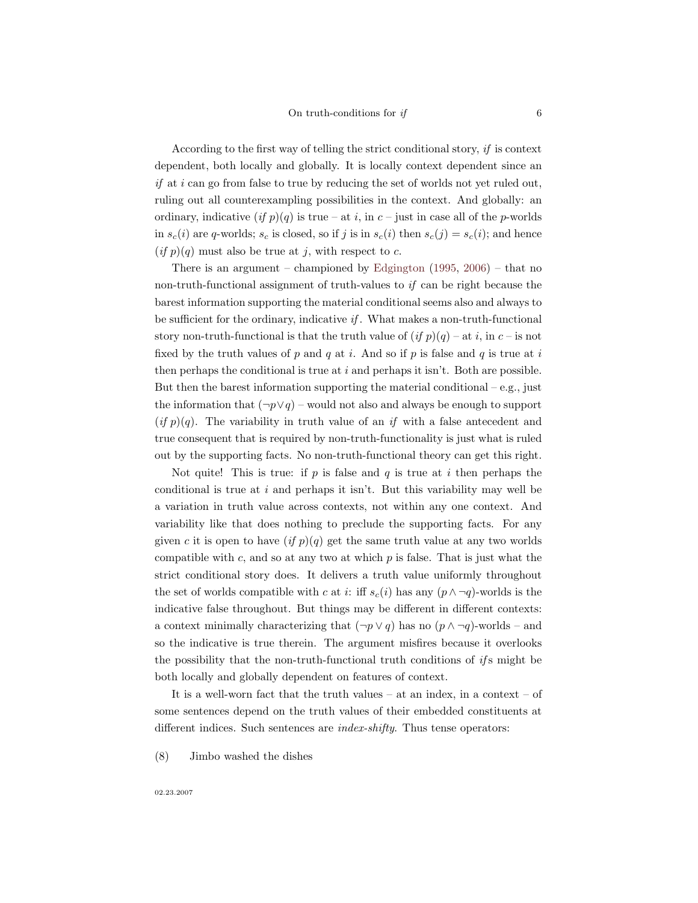According to the first way of telling the strict conditional story, *if* is context dependent, both locally and globally. It is locally context dependent since an *if* at $i$ can go from false to true by reducing the set of worlds not yet ruled out, ruling out all counterexampling possibilities in the context. And globally: an ordinary, indicative $(if\ p)(q)$ is true – at $i$, in $c$ – just in case all of the $p$-worlds in $s_c(i)$ are $q$-worlds; $s_c$ is closed, so if $j$ is in $s_c(i)$ then $s_c(j) = s_c(i)$; and hence $(if\ p)(q)$ must also be true at $j$, with respect to $c$.

There is an argument – championed by Edgington (1995, 2006) – that no non-truth-functional assignment of truth-values to *if* can be right because the barest information supporting the material conditional seems also and always to be sufficient for the ordinary, indicative *if*. What makes a non-truth-functional story non-truth-functional is that the truth value of $(if\ p)(q)$ – at $i$, in $c$ – is not fixed by the truth values of $p$ and $q$ at $i$. And so if $p$ is false and $q$ is true at $i$ then perhaps the conditional is true at $i$ and perhaps it isn't. Both are possible. But then the barest information supporting the material conditional – e.g., just the information that $(\neg p \vee q)$ – would not also and always be enough to support $(if\ p)(q)$. The variability in truth value of an *if* with a false antecedent and true consequent that is required by non-truth-functionality is just what is ruled out by the supporting facts. No non-truth-functional theory can get this right.

Not quite! This is true: if $p$ is false and $q$ is true at $i$ then perhaps the conditional is true at $i$ and perhaps it isn't. But this variability may well be a variation in truth value across contexts, not within any one context. And variability like that does nothing to preclude the supporting facts. For any given $c$ it is open to have $(if\ p)(q)$ get the same truth value at any two worlds compatible with $c$, and so at any two at which $p$ is false. That is just what the strict conditional story does. It delivers a truth value uniformly throughout the set of worlds compatible with $c$ at $i$: iff $s_c(i)$ has any $(p \wedge \neg q)$-worlds is the indicative false throughout. But things may be different in different contexts: a context minimally characterizing that $(\neg p \vee q)$ has no $(p \wedge \neg q)$-worlds – and so the indicative is true therein. The argument misfires because it overlooks the possibility that the non-truth-functional truth conditions of *if*s might be both locally and globally dependent on features of context.

It is a well-worn fact that the truth values – at an index, in a context – of some sentences depend on the truth values of their embedded constituents at different indices. Such sentences are *index-shifty*. Thus tense operators:

(8) Jimbo washed the dishes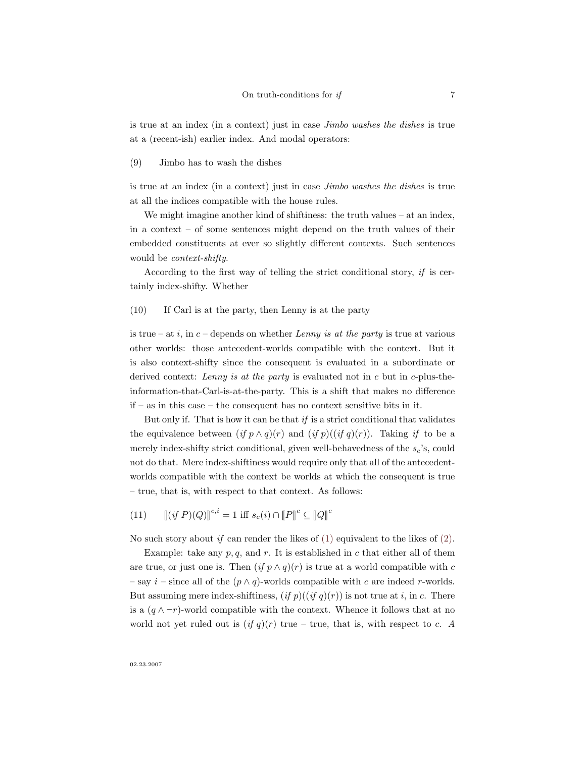is true at an index (in a context) just in case *Jimbo washes the dishes* is true at a (recent-ish) earlier index. And modal operators:

(9) Jimbo has to wash the dishes

is true at an index (in a context) just in case *Jimbo washes the dishes* is true at all the indices compatible with the house rules.

We might imagine another kind of shiftiness: the truth values – at an index, in a context – of some sentences might depend on the truth values of their embedded constituents at ever so slightly different contexts. Such sentences would be *context-shifty*.

According to the first way of telling the strict conditional story, *if* is certainly index-shifty. Whether

(10) If Carl is at the party, then Lenny is at the party

is true – at $i$, in $c$ – depends on whether *Lenny is at the party* is true at various other worlds: those antecedent-worlds compatible with the context. But it is also context-shifty since the consequent is evaluated in a subordinate or derived context: *Lenny is at the party* is evaluated not in $c$ but in $c$-plus-the-information-that-Carl-is-at-the-party. This is a shift that makes no difference if – as in this case – the consequent has no context sensitive bits in it.

But only if. That is how it can be that *if* is a strict conditional that validates the equivalence between $(\textit{if } p \wedge q)(r)$ and $(\textit{if } p)((\textit{if } q)(r))$. Taking *if* to be a merely index-shifty strict conditional, given well-behavedness of the $s_c$'s, could not do that. Mere index-shiftiness would require only that all of the antecedent-worlds compatible with the context be worlds at which the consequent is true – true, that is, with respect to that context. As follows:

(11) $[\![(\textit{if } P)(Q)]\!]^{c,i} = 1$ iff $s_c(i) \cap [\![P]\!]^c \subseteq [\![Q]\!]^c$

No such story about *if* can render the likes of (1) equivalent to the likes of (2).

Example: take any $p, q$, and $r$. It is established in $c$ that either all of them are true, or just one is. Then $(\textit{if } p \wedge q)(r)$ is true at a world compatible with $c$ – say $i$ – since all of the $(p \wedge q)$-worlds compatible with $c$ are indeed $r$-worlds. But assuming mere index-shiftiness, $(\textit{if } p)((\textit{if } q)(r))$ is not true at $i$, in $c$. There is a $(q \wedge \neg r)$-world compatible with the context. Whence it follows that at no world not yet ruled out is $(\textit{if } q)(r)$ true – true, that is, with respect to $c$. A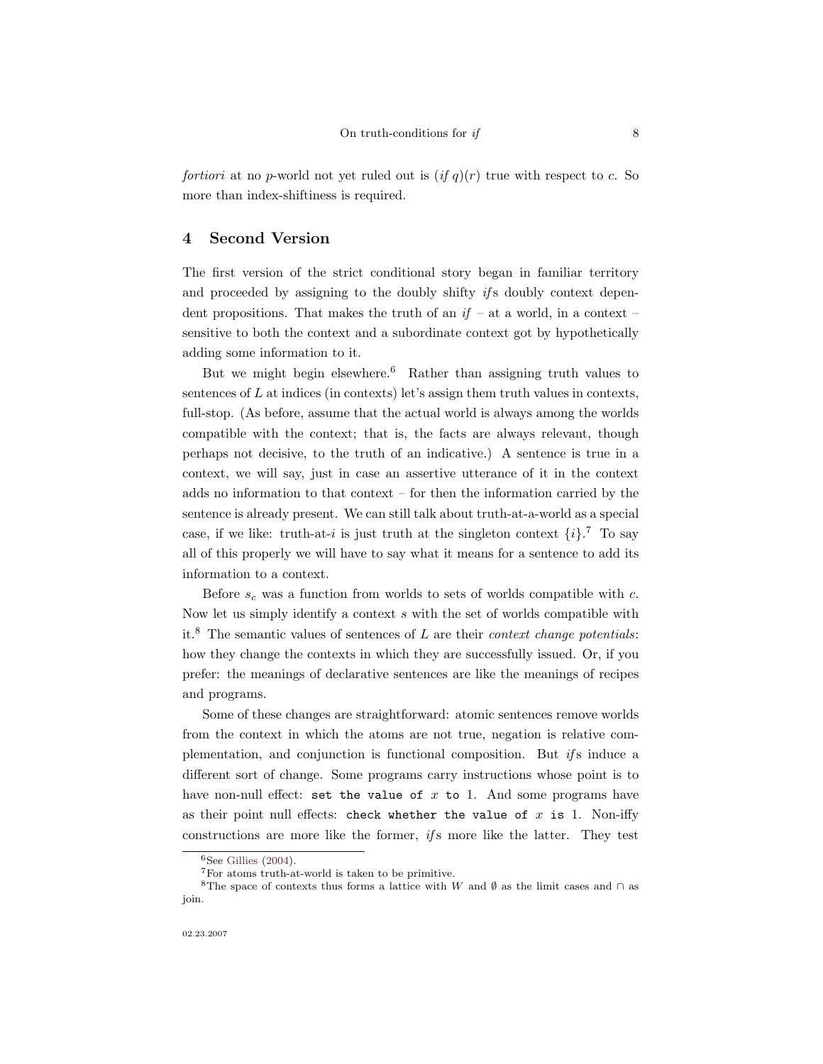*fortiori* at no $p$-world not yet ruled out is $(\textit{if } q)(r)$ true with respect to $c$. So more than index-shiftiness is required.

## 4 Second Version

The first version of the strict conditional story began in familiar territory and proceeded by assigning to the doubly shifty *if*s doubly context dependent propositions. That makes the truth of an *if* – at a world, in a context – sensitive to both the context and a subordinate context got by hypothetically adding some information to it.

But we might begin elsewhere.[6] Rather than assigning truth values to sentences of $L$ at indices (in contexts) let's assign them truth values in contexts, full-stop. (As before, assume that the actual world is always among the worlds compatible with the context; that is, the facts are always relevant, though perhaps not decisive, to the truth of an indicative.) A sentence is true in a context, we will say, just in case an assertive utterance of it in the context adds no information to that context – for then the information carried by the sentence is already present. We can still talk about truth-at-a-world as a special case, if we like: truth-at-$i$ is just truth at the singleton context $\{i\}$.[7] To say all of this properly we will have to say what it means for a sentence to add its information to a context.

Before $s_c$ was a function from worlds to sets of worlds compatible with $c$. Now let us simply identify a context $s$ with the set of worlds compatible with it.[8] The semantic values of sentences of $L$ are their *context change potentials*: how they change the contexts in which they are successfully issued. Or, if you prefer: the meanings of declarative sentences are like the meanings of recipes and programs.

Some of these changes are straightforward: atomic sentences remove worlds from the context in which the atoms are not true, negation is relative complementation, and conjunction is functional composition. But *if*s induce a different sort of change. Some programs carry instructions whose point is to have non-null effect: `set the value of` $x$ `to` 1. And some programs have as their point null effects: `check whether the value of` $x$ `is` 1. Non-iffy constructions are more like the former, *if*s more like the latter. They test

[6] See Gillies (2004).

[7] For atoms truth-at-world is taken to be primitive.

[8] The space of contexts thus forms a lattice with $W$ and $\emptyset$ as the limit cases and $\cap$ as join.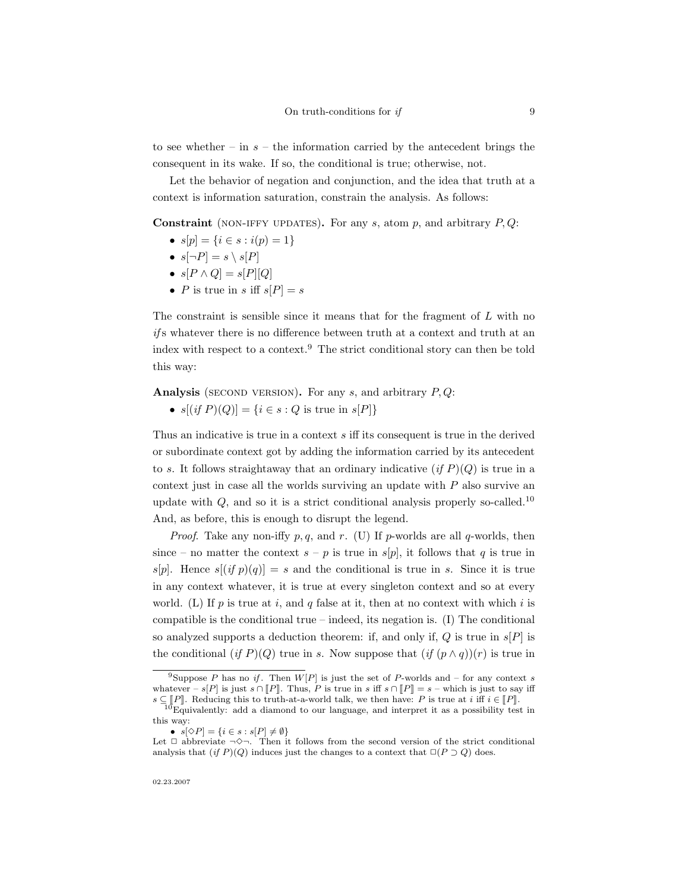to see whether – in $s$ – the information carried by the antecedent brings the consequent in its wake. If so, the conditional is true; otherwise, not.

Let the behavior of negation and conjunction, and the idea that truth at a context is information saturation, constrain the analysis. As follows:

**Constraint** (NON-IFFY UPDATES)**.** For any $s$, atom $p$, and arbitrary $P, Q$:

- $s[p] = \{i \in s : i(p) = 1\}$
- $s[\neg P] = s \setminus s[P]$
- $s[P \wedge Q] = s[P][Q]$
- $P$ is true in $s$ iff $s[P] = s$

The constraint is sensible since it means that for the fragment of $L$ with no *if*s whatever there is no difference between truth at a context and truth at an index with respect to a context.[9] The strict conditional story can then be told this way:

**Analysis** (SECOND VERSION)**.** For any $s$, and arbitrary $P, Q$:

- $s[(\textit{if } P)(Q)] = \{i \in s : Q \text{ is true in } s[P]\}$

Thus an indicative is true in a context $s$ iff its consequent is true in the derived or subordinate context got by adding the information carried by its antecedent to $s$. It follows straightaway that an ordinary indicative $(\textit{if } P)(Q)$ is true in a context just in case all the worlds surviving an update with $P$ also survive an update with $Q$, and so it is a strict conditional analysis properly so-called.[10] And, as before, this is enough to disrupt the legend.

*Proof.* Take any non-iffy $p, q$, and $r$. (U) If $p$-worlds are all $q$-worlds, then since – no matter the context $s$ – $p$ is true in $s[p]$, it follows that $q$ is true in $s[p]$. Hence $s[(\textit{if } p)(q)] = s$ and the conditional is true in $s$. Since it is true in any context whatever, it is true at every singleton context and so at every world. (L) If $p$ is true at $i$, and $q$ false at it, then at no context with which $i$ is compatible is the conditional true – indeed, its negation is. (I) The conditional so analyzed supports a deduction theorem: if, and only if, $Q$ is true in $s[P]$ is the conditional $(\textit{if } P)(Q)$ true in $s$. Now suppose that $(\textit{if } (p \wedge q))(r)$ is true in

---

[9] Suppose $P$ has no *if*. Then $W[P]$ is just the set of $P$-worlds and – for any context $s$ whatever – $s[P]$ is just $s \cap [\![P]\!]$. Thus, $P$ is true in $s$ iff $s \cap [\![P]\!] = s$ – which is just to say iff $s \subseteq [\![P]\!]$. Reducing this to truth-at-a-world talk, we then have: $P$ is true at $i$ iff $i \in [\![P]\!]$.

[10] Equivalently: add a diamond to our language, and interpret it as a possibility test in this way:

- $s[\Diamond P] = \{i \in s : s[P] \neq \emptyset\}$

Let $\Box$ abbreviate $\neg\Diamond\neg$. Then it follows from the second version of the strict conditional analysis that $(\textit{if } P)(Q)$ induces just the changes to a context that $\Box(P \supset Q)$ does.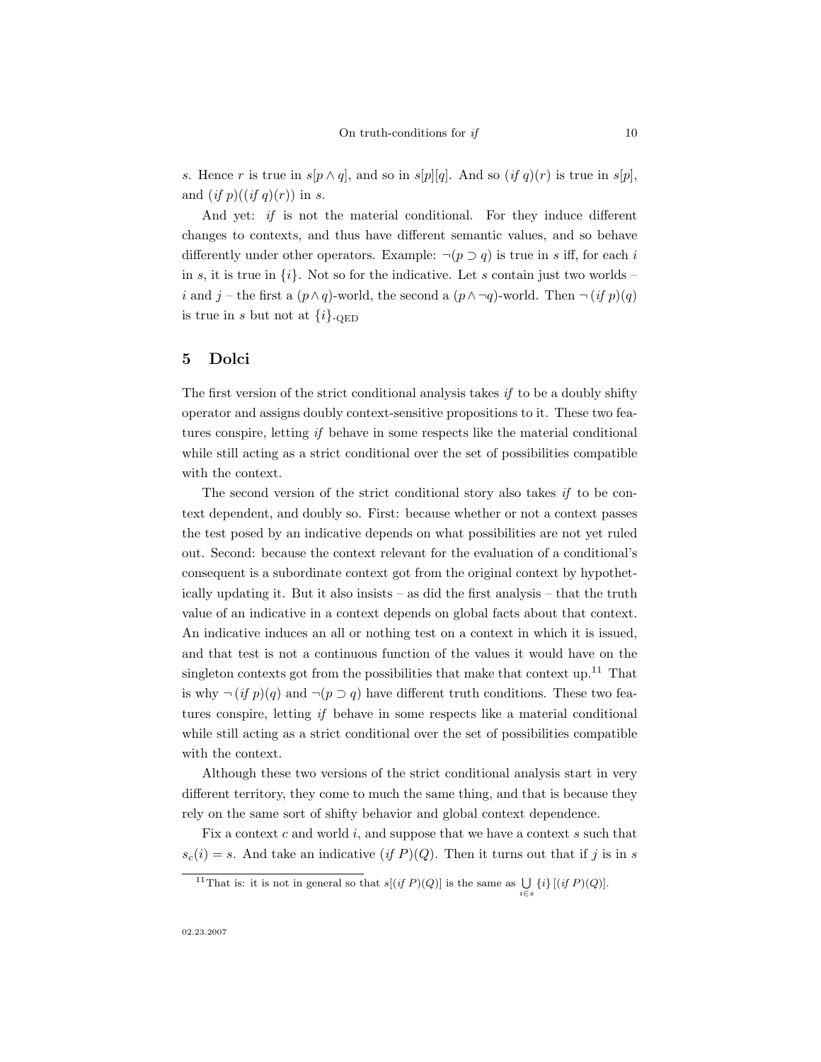$s$. Hence $r$ is true in $s[p \wedge q]$, and so in $s[p][q]$. And so $(\textit{if } q)(r)$ is true in $s[p]$, and $(\textit{if } p)((\textit{if } q)(r))$ in $s$.

And yet: *if* is not the material conditional. For they induce different changes to contexts, and thus have different semantic values, and so behave differently under other operators. Example: $\neg(p \supset q)$ is true in $s$ iff, for each $i$ in $s$, it is true in $\{i\}$. Not so for the indicative. Let $s$ contain just two worlds – $i$ and $j$ – the first a $(p \wedge q)$-world, the second a $(p \wedge \neg q)$-world. Then $\neg\, (\textit{if } p)(q)$ is true in $s$ but not at $\{i\}$.QED

## 5 Dolci

The first version of the strict conditional analysis takes *if* to be a doubly shifty operator and assigns doubly context-sensitive propositions to it. These two features conspire, letting *if* behave in some respects like the material conditional while still acting as a strict conditional over the set of possibilities compatible with the context.

The second version of the strict conditional story also takes *if* to be context dependent, and doubly so. First: because whether or not a context passes the test posed by an indicative depends on what possibilities are not yet ruled out. Second: because the context relevant for the evaluation of a conditional's consequent is a subordinate context got from the original context by hypothetically updating it. But it also insists – as did the first analysis – that the truth value of an indicative in a context depends on global facts about that context. An indicative induces an all or nothing test on a context in which it is issued, and that test is not a continuous function of the values it would have on the singleton contexts got from the possibilities that make that context up.[11] That is why $\neg\, (\textit{if } p)(q)$ and $\neg(p \supset q)$ have different truth conditions. These two features conspire, letting *if* behave in some respects like a material conditional while still acting as a strict conditional over the set of possibilities compatible with the context.

Although these two versions of the strict conditional analysis start in very different territory, they come to much the same thing, and that is because they rely on the same sort of shifty behavior and global context dependence.

Fix a context $c$ and world $i$, and suppose that we have a context $s$ such that $s_c(i) = s$. And take an indicative $(\textit{if } P)(Q)$. Then it turns out that if $j$ is in $s$

[11] That is: it is not in general so that $s[(\textit{if } P)(Q)]$ is the same as $\bigcup_{i \in s} \{i\}\, [(\textit{if } P)(Q)]$.

02.23.2007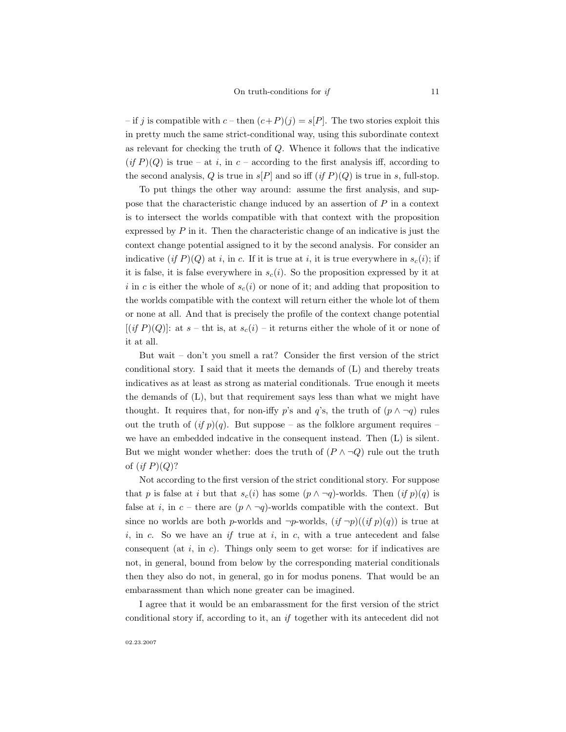– if $j$ is compatible with $c$ – then $(c+P)(j) = s[P]$. The two stories exploit this in pretty much the same strict-conditional way, using this subordinate context as relevant for checking the truth of $Q$. Whence it follows that the indicative $(\textit{if } P)(Q)$ is true – at $i$, in $c$ – according to the first analysis iff, according to the second analysis, $Q$ is true in $s[P]$ and so iff $(\textit{if } P)(Q)$ is true in $s$, full-stop.

To put things the other way around: assume the first analysis, and suppose that the characteristic change induced by an assertion of $P$ in a context is to intersect the worlds compatible with that context with the proposition expressed by $P$ in it. Then the characteristic change of an indicative is just the context change potential assigned to it by the second analysis. For consider an indicative $(\textit{if } P)(Q)$ at $i$, in $c$. If it is true at $i$, it is true everywhere in $s_c(i)$; if it is false, it is false everywhere in $s_c(i)$. So the proposition expressed by it at $i$ in $c$ is either the whole of $s_c(i)$ or none of it; and adding that proposition to the worlds compatible with the context will return either the whole lot of them or none at all. And that is precisely the profile of the context change potential $[(\textit{if } P)(Q)]$: at $s$ – tht is, at $s_c(i)$ – it returns either the whole of it or none of it at all.

But wait – don't you smell a rat? Consider the first version of the strict conditional story. I said that it meets the demands of (L) and thereby treats indicatives as at least as strong as material conditionals. True enough it meets the demands of (L), but that requirement says less than what we might have thought. It requires that, for non-iffy $p$'s and $q$'s, the truth of $(p \wedge \neg q)$ rules out the truth of $(\textit{if } p)(q)$. But suppose – as the folklore argument requires – we have an embedded indcative in the consequent instead. Then (L) is silent. But we might wonder whether: does the truth of $(P \wedge \neg Q)$ rule out the truth of $(\textit{if } P)(Q)$?

Not according to the first version of the strict conditional story. For suppose that $p$ is false at $i$ but that $s_c(i)$ has some $(p \wedge \neg q)$-worlds. Then $(\textit{if } p)(q)$ is false at $i$, in $c$ – there are $(p \wedge \neg q)$-worlds compatible with the context. But since no worlds are both $p$-worlds and $\neg p$-worlds, $(\textit{if } \neg p)((\textit{if } p)(q))$ is true at $i$, in $c$. So we have an *if* true at $i$, in $c$, with a true antecedent and false consequent (at $i$, in $c$). Things only seem to get worse: for if indicatives are not, in general, bound from below by the corresponding material conditionals then they also do not, in general, go in for modus ponens. That would be an embarassment than which none greater can be imagined.

I agree that it would be an embarassment for the first version of the strict conditional story if, according to it, an *if* together with its antecedent did not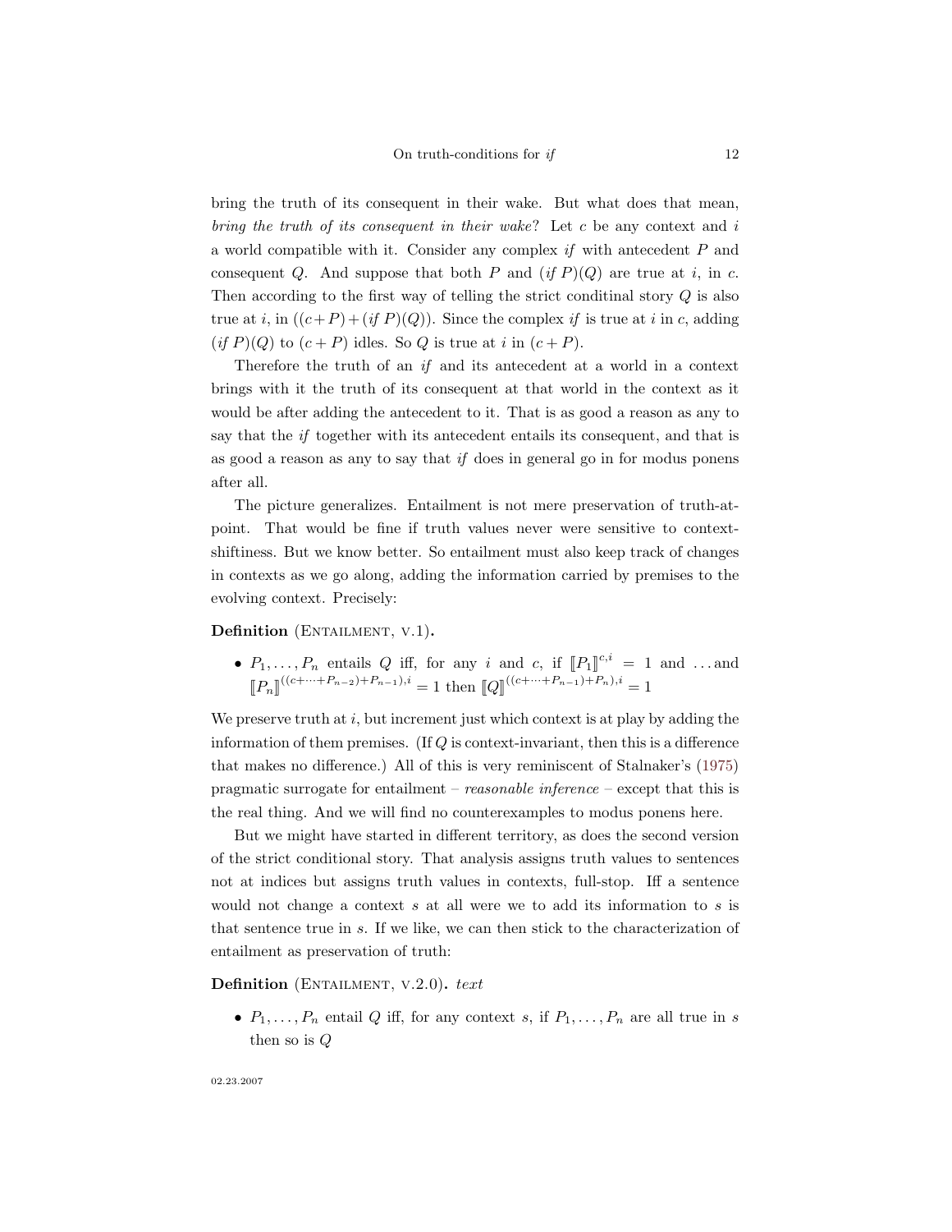bring the truth of its consequent in their wake. But what does that mean, *bring the truth of its consequent in their wake*? Let $c$ be any context and $i$ a world compatible with it. Consider any complex *if* with antecedent $P$ and consequent $Q$. And suppose that both $P$ and $(\textit{if } P)(Q)$ are true at $i$, in $c$. Then according to the first way of telling the strict conditinal story $Q$ is also true at $i$, in $((c+P)+(\textit{if } P)(Q))$. Since the complex *if* is true at $i$ in $c$, adding $(\textit{if } P)(Q)$ to $(c+P)$ idles. So $Q$ is true at $i$ in $(c+P)$.

Therefore the truth of an *if* and its antecedent at a world in a context brings with it the truth of its consequent at that world in the context as it would be after adding the antecedent to it. That is as good a reason as any to say that the *if* together with its antecedent entails its consequent, and that is as good a reason as any to say that *if* does in general go in for modus ponens after all.

The picture generalizes. Entailment is not mere preservation of truth-at-point. That would be fine if truth values never were sensitive to context-shiftiness. But we know better. So entailment must also keep track of changes in contexts as we go along, adding the information carried by premises to the evolving context. Precisely:

**Definition** (Entailment, v.1)**.**

- $P_1, \ldots, P_n$ entails $Q$ iff, for any $i$ and $c$, if $[\![P_1]\!]^{c,i} = 1$ and …and $[\![P_n]\!]^{((c+\cdots+P_{n-2})+P_{n-1}),i} = 1$ then $[\![Q]\!]^{((c+\cdots+P_{n-1})+P_n),i} = 1$

We preserve truth at $i$, but increment just which context is at play by adding the information of them premises. (If $Q$ is context-invariant, then this is a difference that makes no difference.) All of this is very reminiscent of Stalnaker's (1975) pragmatic surrogate for entailment – *reasonable inference* – except that this is the real thing. And we will find no counterexamples to modus ponens here.

But we might have started in different territory, as does the second version of the strict conditional story. That analysis assigns truth values to sentences not at indices but assigns truth values in contexts, full-stop. Iff a sentence would not change a context $s$ at all were we to add its information to $s$ is that sentence true in $s$. If we like, we can then stick to the characterization of entailment as preservation of truth:

**Definition** (Entailment, v.2.0)**.** *text*

- $P_1, \ldots, P_n$ entail $Q$ iff, for any context $s$, if $P_1, \ldots, P_n$ are all true in $s$ then so is $Q$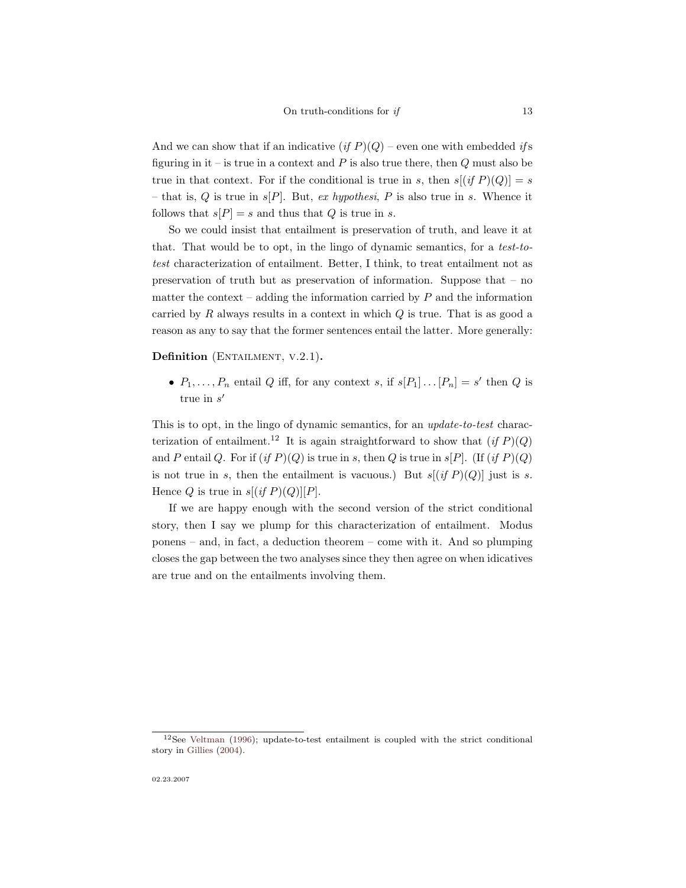And we can show that if an indicative $(\textit{if } P)(Q)$ – even one with embedded *if*s figuring in it – is true in a context and $P$ is also true there, then $Q$ must also be true in that context. For if the conditional is true in $s$, then $s[(\textit{if } P)(Q)] = s$ – that is, $Q$ is true in $s[P]$. But, *ex hypothesi*, $P$ is also true in $s$. Whence it follows that $s[P] = s$ and thus that $Q$ is true in $s$.

So we could insist that entailment is preservation of truth, and leave it at that. That would be to opt, in the lingo of dynamic semantics, for a *test-to-test* characterization of entailment. Better, I think, to treat entailment not as preservation of truth but as preservation of information. Suppose that – no matter the context – adding the information carried by $P$ and the information carried by $R$ always results in a context in which $Q$ is true. That is as good a reason as any to say that the former sentences entail the latter. More generally:

**Definition** (Entailment, v.2.1)**.**

- $P_1, \ldots, P_n$ entail $Q$ iff, for any context $s$, if $s[P_1] \ldots [P_n] = s'$ then $Q$ is true in $s'$

This is to opt, in the lingo of dynamic semantics, for an *update-to-test* characterization of entailment.[12] It is again straightforward to show that $(\textit{if } P)(Q)$ and $P$ entail $Q$. For if $(\textit{if } P)(Q)$ is true in $s$, then $Q$ is true in $s[P]$. (If $(\textit{if } P)(Q)$ is not true in $s$, then the entailment is vacuous.) But $s[(\textit{if } P)(Q)]$ just is $s$. Hence $Q$ is true in $s[(\textit{if } P)(Q)][P]$.

If we are happy enough with the second version of the strict conditional story, then I say we plump for this characterization of entailment. Modus ponens – and, in fact, a deduction theorem – come with it. And so plumping closes the gap between the two analyses since they then agree on when idicatives are true and on the entailments involving them.

[12] See Veltman (1996); update-to-test entailment is coupled with the strict conditional story in Gillies (2004).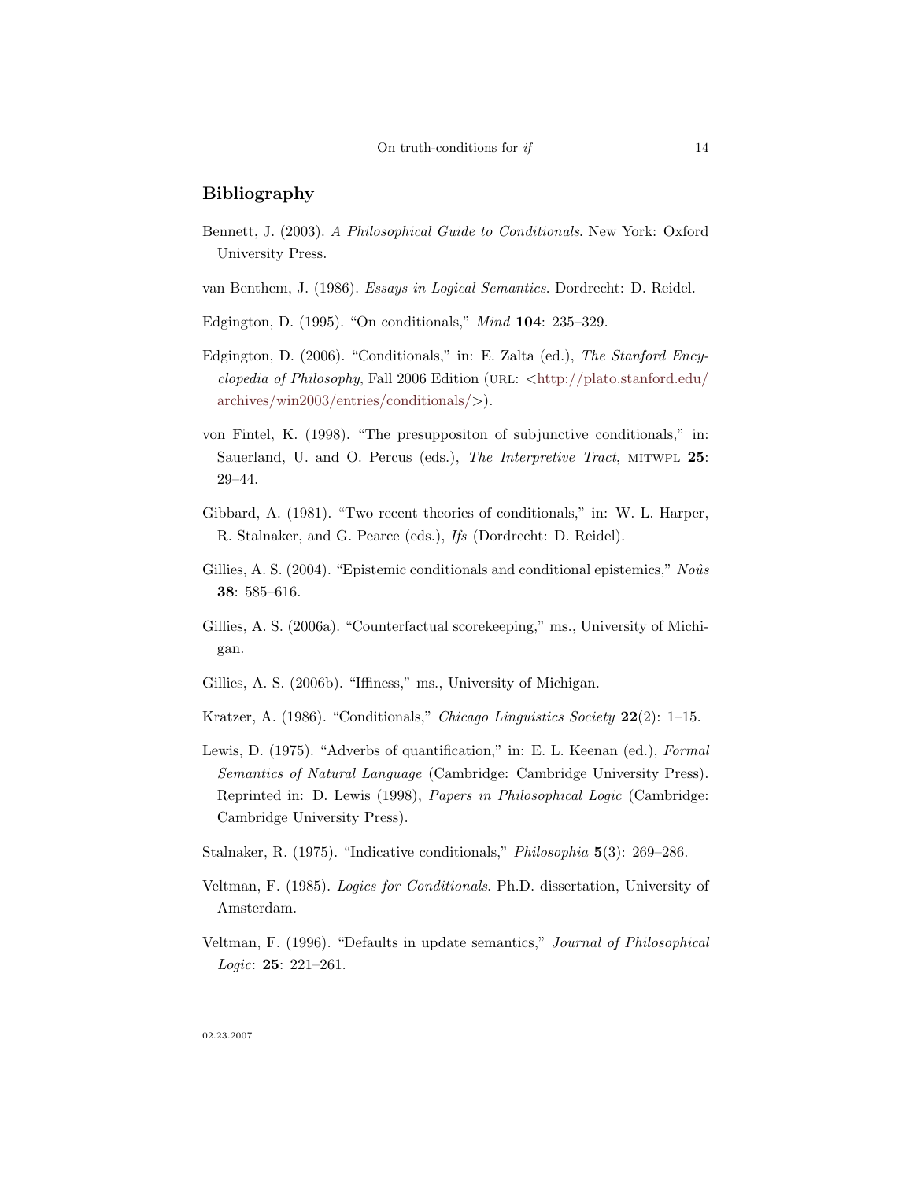## Bibliography

Bennett, J. (2003). *A Philosophical Guide to Conditionals*. New York: Oxford University Press.

van Benthem, J. (1986). *Essays in Logical Semantics*. Dordrecht: D. Reidel.

Edgington, D. (1995). "On conditionals," *Mind* **104**: 235–329.

Edgington, D. (2006). "Conditionals," in: E. Zalta (ed.), *The Stanford Encyclopedia of Philosophy*, Fall 2006 Edition (URL: <http://plato.stanford.edu/archives/win2003/entries/conditionals/>).

von Fintel, K. (1998). "The presuppositon of subjunctive conditionals," in: Sauerland, U. and O. Percus (eds.), *The Interpretive Tract*, MITWPL **25**: 29–44.

Gibbard, A. (1981). "Two recent theories of conditionals," in: W. L. Harper, R. Stalnaker, and G. Pearce (eds.), *Ifs* (Dordrecht: D. Reidel).

Gillies, A. S. (2004). "Epistemic conditionals and conditional epistemics," *Noûs* **38**: 585–616.

Gillies, A. S. (2006a). "Counterfactual scorekeeping," ms., University of Michigan.

Gillies, A. S. (2006b). "Iffiness," ms., University of Michigan.

Kratzer, A. (1986). "Conditionals," *Chicago Linguistics Society* **22**(2): 1–15.

Lewis, D. (1975). "Adverbs of quantification," in: E. L. Keenan (ed.), *Formal Semantics of Natural Language* (Cambridge: Cambridge University Press). Reprinted in: D. Lewis (1998), *Papers in Philosophical Logic* (Cambridge: Cambridge University Press).

Stalnaker, R. (1975). "Indicative conditionals," *Philosophia* **5**(3): 269–286.

Veltman, F. (1985). *Logics for Conditionals*. Ph.D. dissertation, University of Amsterdam.

Veltman, F. (1996). "Defaults in update semantics," *Journal of Philosophical Logic*: **25**: 221–261.